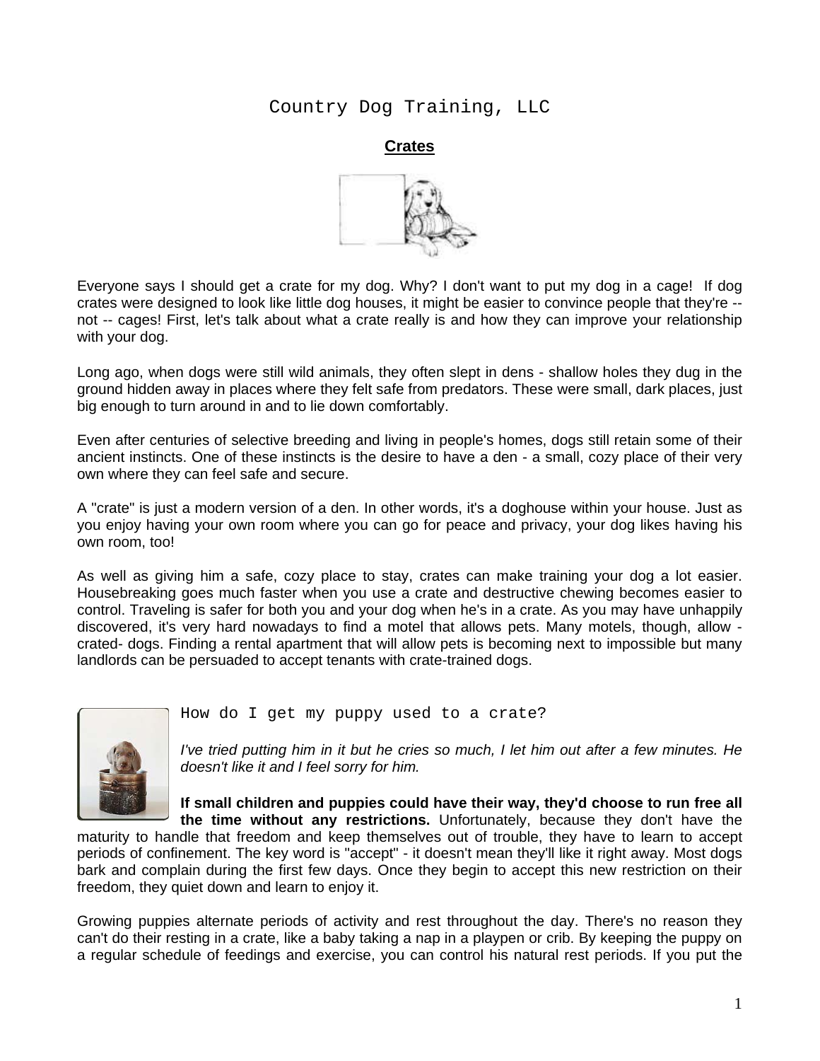# Country Dog Training, LLC

## Crates

Everyone says I should get a crate for my dog. Why? I don't want to put my dog in a cage! If dog crates were designed to look like little dog houses, it might be easier to convince people that they're -- not -- cages! First, let's talk about what a crate really is and how they can improve your relationship with your dog.

Long ago, when dogs were still wild animals, they often slept in dens - shallow holes they dug in the ground hidden away in places where they felt safe from predators. These were small, dark places, just big enough to turn around in and to lie down comfortably.

Even after centuries of selective breeding and living in people's homes, dogs still retain some of their ancient instincts. One of these instincts is the desire to have a den - a small, cozy place of their very own where they can feel safe and secure.

A "crate" is just a modern version of a den. In other words, it's a doghouse within your house. Just as you enjoy having your own room where you can go for peace and privacy, your dog likes having his own room, too!

As well as giving him a safe, cozy place to stay, crates can make training your dog a lot easier. Housebreaking goes much faster when you use a crate and destructive chewing becomes easier to control. Traveling is safer for both you and your dog when he's in a crate. As you may have unhappily discovered, it's very hard nowadays to find a motel that allows pets. Many motels, though, allow -crated- dogs. Finding a rental apartment that will allow pets is becoming next to impossible but many landlords can be persuaded to accept tenants with crate-trained dogs.

### How do I get my puppy used to a crate?

*I've tried putting him in it but he cries so much, I let him out after a few minutes. He doesn't like it and I feel sorry for him.*

**If small children and puppies could have their way, they'd choose to run free all the time without any restrictions.** Unfortunately, because they don't have the maturity to handle that freedom and keep themselves out of trouble, they have to learn to accept periods of confinement. The key word is "accept" - it doesn't mean they'll like it right away. Most dogs bark and complain during the first few days. Once they begin to accept this new restriction on their freedom, they quiet down and learn to enjoy it.

Growing puppies alternate periods of activity and rest throughout the day. There's no reason they can't do their resting in a crate, like a baby taking a nap in a playpen or crib. By keeping the puppy on a regular schedule of feedings and exercise, you can control his natural rest periods. If you put the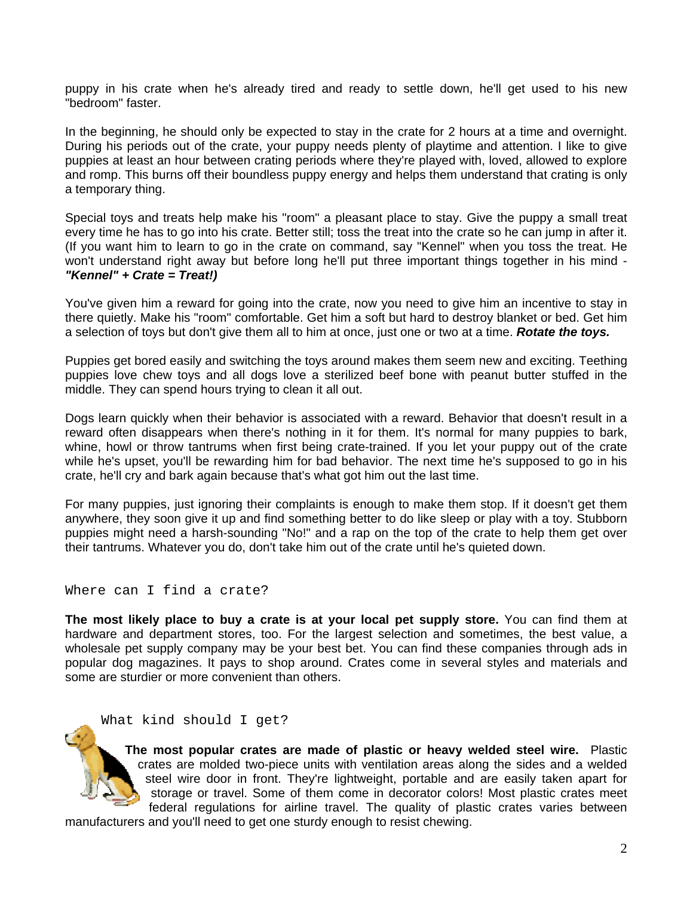puppy in his crate when he's already tired and ready to settle down, he'll get used to his new "bedroom" faster.

In the beginning, he should only be expected to stay in the crate for 2 hours at a time and overnight. During his periods out of the crate, your puppy needs plenty of playtime and attention. I like to give puppies at least an hour between crating periods where they're played with, loved, allowed to explore and romp. This burns off their boundless puppy energy and helps them understand that crating is only a temporary thing.

Special toys and treats help make his "room" a pleasant place to stay. Give the puppy a small treat every time he has to go into his crate. Better still; toss the treat into the crate so he can jump in after it. (If you want him to learn to go in the crate on command, say "Kennel" when you toss the treat. He won't understand right away but before long he'll put three important things together in his mind - ***"Kennel" + Crate = Treat!)***

You've given him a reward for going into the crate, now you need to give him an incentive to stay in there quietly. Make his "room" comfortable. Get him a soft but hard to destroy blanket or bed. Get him a selection of toys but don't give them all to him at once, just one or two at a time. ***Rotate the toys.***

Puppies get bored easily and switching the toys around makes them seem new and exciting. Teething puppies love chew toys and all dogs love a sterilized beef bone with peanut butter stuffed in the middle. They can spend hours trying to clean it all out.

Dogs learn quickly when their behavior is associated with a reward. Behavior that doesn't result in a reward often disappears when there's nothing in it for them. It's normal for many puppies to bark, whine, howl or throw tantrums when first being crate-trained. If you let your puppy out of the crate while he's upset, you'll be rewarding him for bad behavior. The next time he's supposed to go in his crate, he'll cry and bark again because that's what got him out the last time.

For many puppies, just ignoring their complaints is enough to make them stop. If it doesn't get them anywhere, they soon give it up and find something better to do like sleep or play with a toy. Stubborn puppies might need a harsh-sounding "No!" and a rap on the top of the crate to help them get over their tantrums. Whatever you do, don't take him out of the crate until he's quieted down.

## Where can I find a crate?

**The most likely place to buy a crate is at your local pet supply store.** You can find them at hardware and department stores, too. For the largest selection and sometimes, the best value, a wholesale pet supply company may be your best bet. You can find these companies through ads in popular dog magazines. It pays to shop around. Crates come in several styles and materials and some are sturdier or more convenient than others.

## What kind should I get?

**The most popular crates are made of plastic or heavy welded steel wire.** Plastic crates are molded two-piece units with ventilation areas along the sides and a welded steel wire door in front. They're lightweight, portable and are easily taken apart for storage or travel. Some of them come in decorator colors! Most plastic crates meet federal regulations for airline travel. The quality of plastic crates varies between manufacturers and you'll need to get one sturdy enough to resist chewing.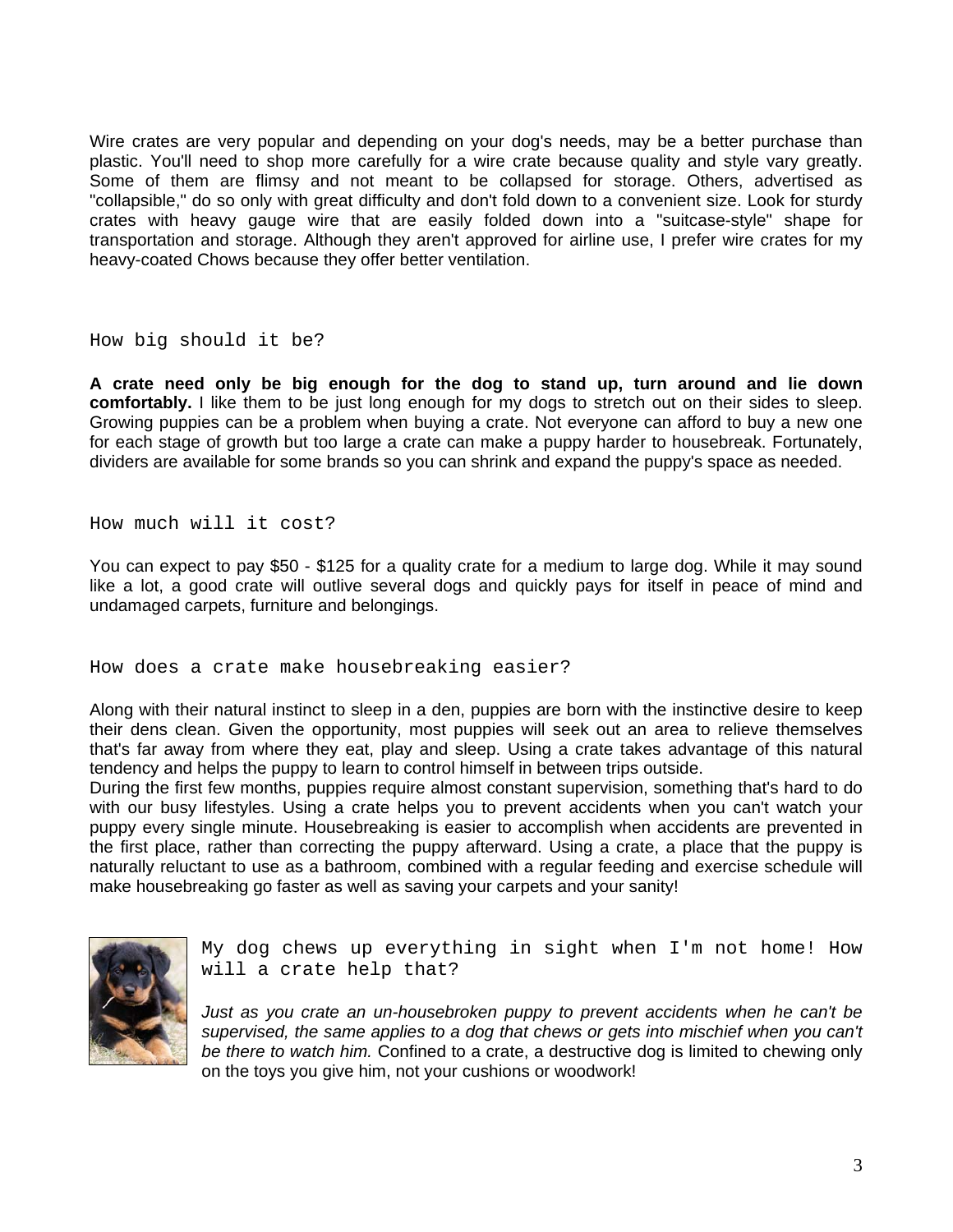Wire crates are very popular and depending on your dog's needs, may be a better purchase than plastic. You'll need to shop more carefully for a wire crate because quality and style vary greatly. Some of them are flimsy and not meant to be collapsed for storage. Others, advertised as "collapsible," do so only with great difficulty and don't fold down to a convenient size. Look for sturdy crates with heavy gauge wire that are easily folded down into a "suitcase-style" shape for transportation and storage. Although they aren't approved for airline use, I prefer wire crates for my heavy-coated Chows because they offer better ventilation.

## How big should it be?

**A crate need only be big enough for the dog to stand up, turn around and lie down comfortably.** I like them to be just long enough for my dogs to stretch out on their sides to sleep. Growing puppies can be a problem when buying a crate. Not everyone can afford to buy a new one for each stage of growth but too large a crate can make a puppy harder to housebreak. Fortunately, dividers are available for some brands so you can shrink and expand the puppy's space as needed.

## How much will it cost?

You can expect to pay $50 - $125 for a quality crate for a medium to large dog. While it may sound like a lot, a good crate will outlive several dogs and quickly pays for itself in peace of mind and undamaged carpets, furniture and belongings.

## How does a crate make housebreaking easier?

Along with their natural instinct to sleep in a den, puppies are born with the instinctive desire to keep their dens clean. Given the opportunity, most puppies will seek out an area to relieve themselves that's far away from where they eat, play and sleep. Using a crate takes advantage of this natural tendency and helps the puppy to learn to control himself in between trips outside.

During the first few months, puppies require almost constant supervision, something that's hard to do with our busy lifestyles. Using a crate helps you to prevent accidents when you can't watch your puppy every single minute. Housebreaking is easier to accomplish when accidents are prevented in the first place, rather than correcting the puppy afterward. Using a crate, a place that the puppy is naturally reluctant to use as a bathroom, combined with a regular feeding and exercise schedule will make housebreaking go faster as well as saving your carpets and your sanity!

## My dog chews up everything in sight when I'm not home! How will a crate help that?

*Just as you crate an un-housebroken puppy to prevent accidents when he can't be supervised, the same applies to a dog that chews or gets into mischief when you can't be there to watch him.* Confined to a crate, a destructive dog is limited to chewing only on the toys you give him, not your cushions or woodwork!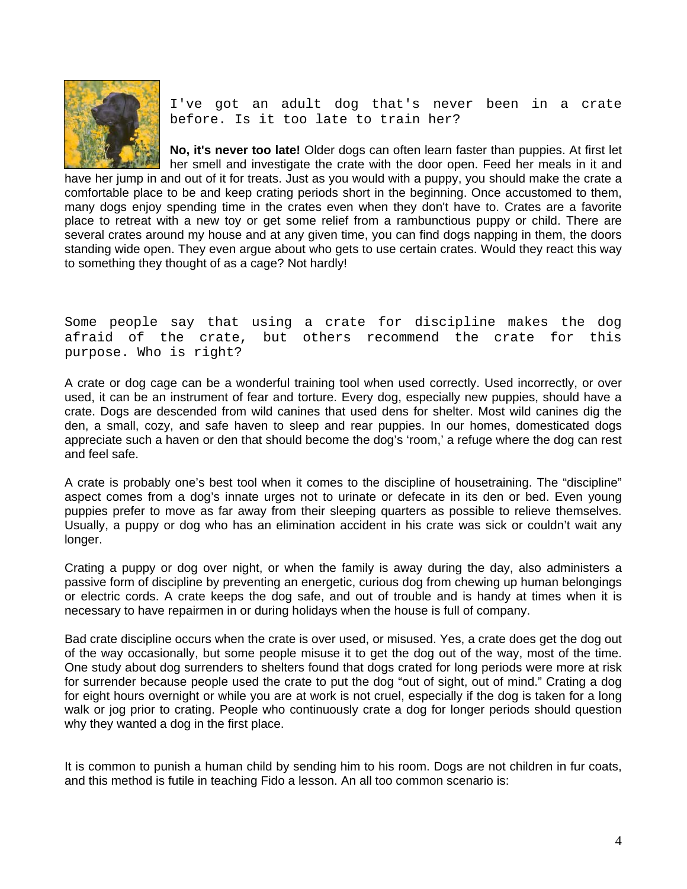I've got an adult dog that's never been in a crate before. Is it too late to train her?

**No, it's never too late!** Older dogs can often learn faster than puppies. At first let her smell and investigate the crate with the door open. Feed her meals in it and have her jump in and out of it for treats. Just as you would with a puppy, you should make the crate a comfortable place to be and keep crating periods short in the beginning. Once accustomed to them, many dogs enjoy spending time in the crates even when they don't have to. Crates are a favorite place to retreat with a new toy or get some relief from a rambunctious puppy or child. There are several crates around my house and at any given time, you can find dogs napping in them, the doors standing wide open. They even argue about who gets to use certain crates. Would they react this way to something they thought of as a cage? Not hardly!

Some people say that using a crate for discipline makes the dog afraid of the crate, but others recommend the crate for this purpose. Who is right?

A crate or dog cage can be a wonderful training tool when used correctly. Used incorrectly, or over used, it can be an instrument of fear and torture. Every dog, especially new puppies, should have a crate. Dogs are descended from wild canines that used dens for shelter. Most wild canines dig the den, a small, cozy, and safe haven to sleep and rear puppies. In our homes, domesticated dogs appreciate such a haven or den that should become the dog's 'room,' a refuge where the dog can rest and feel safe.

A crate is probably one's best tool when it comes to the discipline of housetraining. The "discipline" aspect comes from a dog's innate urges not to urinate or defecate in its den or bed. Even young puppies prefer to move as far away from their sleeping quarters as possible to relieve themselves. Usually, a puppy or dog who has an elimination accident in his crate was sick or couldn't wait any longer.

Crating a puppy or dog over night, or when the family is away during the day, also administers a passive form of discipline by preventing an energetic, curious dog from chewing up human belongings or electric cords. A crate keeps the dog safe, and out of trouble and is handy at times when it is necessary to have repairmen in or during holidays when the house is full of company.

Bad crate discipline occurs when the crate is over used, or misused. Yes, a crate does get the dog out of the way occasionally, but some people misuse it to get the dog out of the way, most of the time. One study about dog surrenders to shelters found that dogs crated for long periods were more at risk for surrender because people used the crate to put the dog "out of sight, out of mind." Crating a dog for eight hours overnight or while you are at work is not cruel, especially if the dog is taken for a long walk or jog prior to crating. People who continuously crate a dog for longer periods should question why they wanted a dog in the first place.

It is common to punish a human child by sending him to his room. Dogs are not children in fur coats, and this method is futile in teaching Fido a lesson. An all too common scenario is: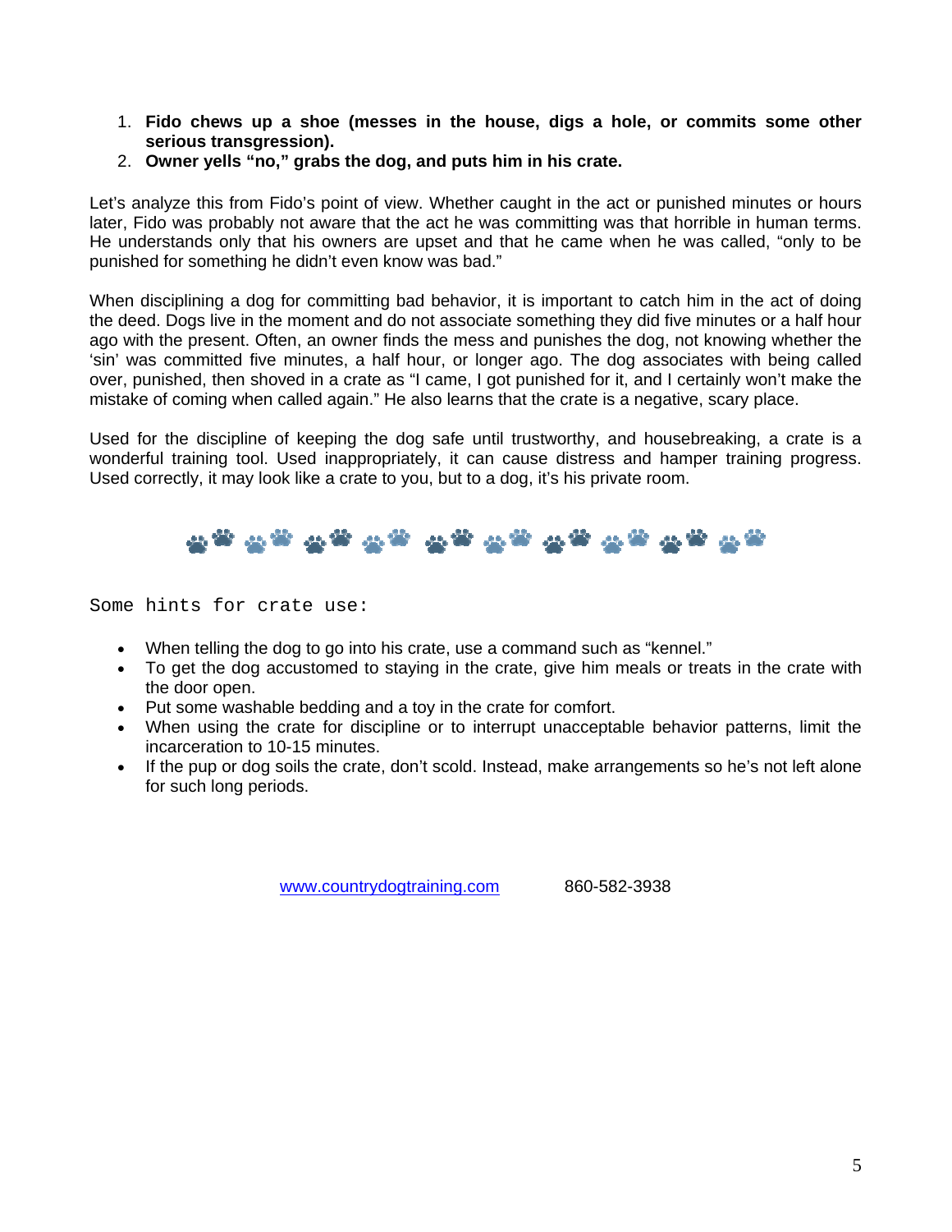1. **Fido chews up a shoe (messes in the house, digs a hole, or commits some other serious transgression).**
2. **Owner yells "no," grabs the dog, and puts him in his crate.**

Let's analyze this from Fido's point of view. Whether caught in the act or punished minutes or hours later, Fido was probably not aware that the act he was committing was that horrible in human terms. He understands only that his owners are upset and that he came when he was called, "only to be punished for something he didn't even know was bad."

When disciplining a dog for committing bad behavior, it is important to catch him in the act of doing the deed. Dogs live in the moment and do not associate something they did five minutes or a half hour ago with the present. Often, an owner finds the mess and punishes the dog, not knowing whether the 'sin' was committed five minutes, a half hour, or longer ago. The dog associates with being called over, punished, then shoved in a crate as "I came, I got punished for it, and I certainly won't make the mistake of coming when called again." He also learns that the crate is a negative, scary place.

Used for the discipline of keeping the dog safe until trustworthy, and housebreaking, a crate is a wonderful training tool. Used inappropriately, it can cause distress and hamper training progress. Used correctly, it may look like a crate to you, but to a dog, it's his private room.

Some hints for crate use:

- When telling the dog to go into his crate, use a command such as "kennel."
- To get the dog accustomed to staying in the crate, give him meals or treats in the crate with the door open.
- Put some washable bedding and a toy in the crate for comfort.
- When using the crate for discipline or to interrupt unacceptable behavior patterns, limit the incarceration to 10-15 minutes.
- If the pup or dog soils the crate, don't scold. Instead, make arrangements so he's not left alone for such long periods.

www.countrydogtraining.com 860-582-3938